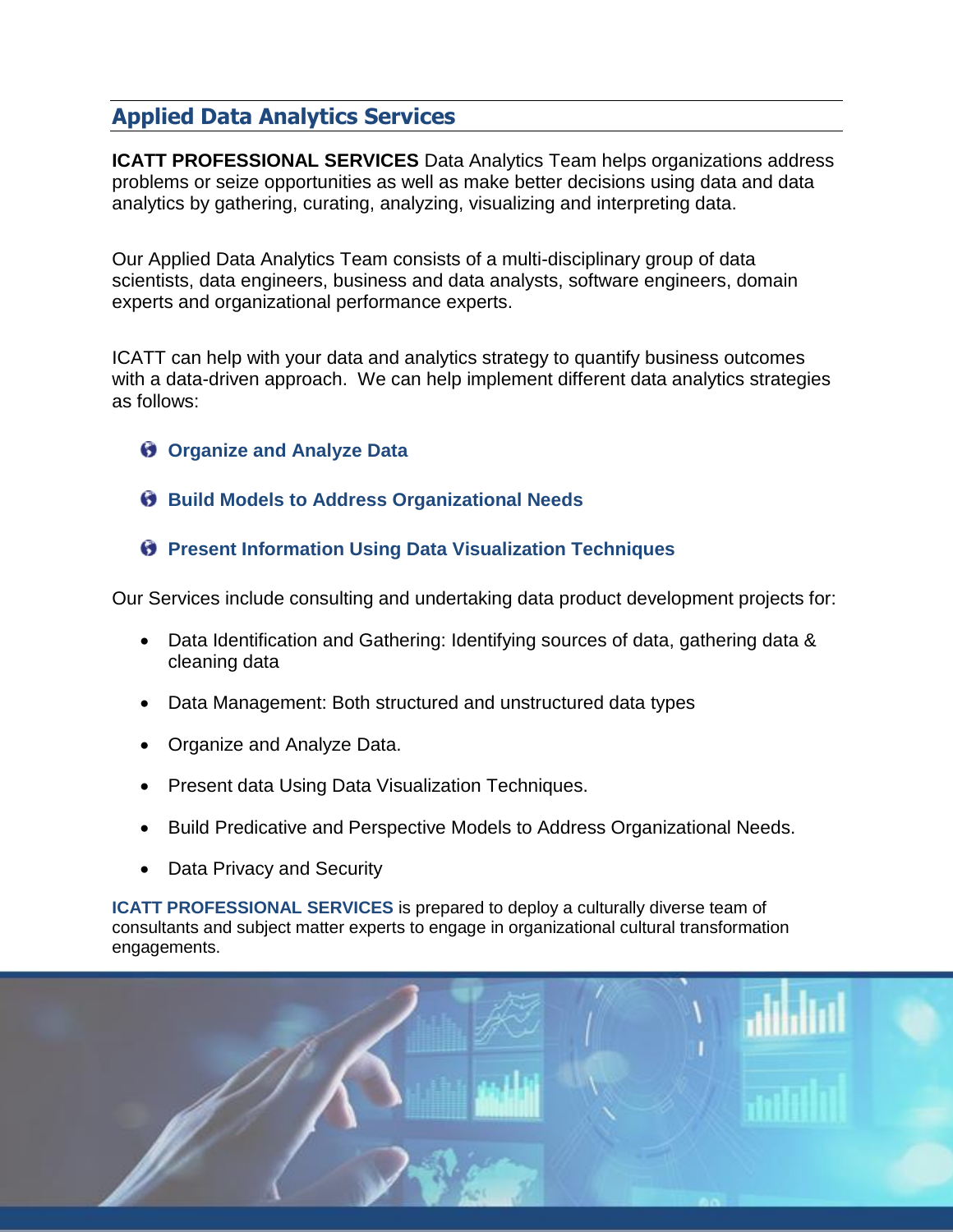## Applied Data Analytics Services

**ICATT PROFESSIONAL SERVICES** Data Analytics Team helps organizations address problems or seize opportunities as well as make better decisions using data and data analytics by gathering, curating, analyzing, visualizing and interpreting data.

Our Applied Data Analytics Team consists of a multi-disciplinary group of data scientists, data engineers, business and data analysts, software engineers, domain experts and organizational performance experts.

ICATT can help with your data and analytics strategy to quantify business outcomes with a data-driven approach. We can help implement different data analytics strategies as follows:

- **Organize and Analyze Data**
- **Build Models to Address Organizational Needs**
- **Present Information Using Data Visualization Techniques**

Our Services include consulting and undertaking data product development projects for:

- Data Identification and Gathering: Identifying sources of data, gathering data & cleaning data
- Data Management: Both structured and unstructured data types
- Organize and Analyze Data.
- Present data Using Data Visualization Techniques.
- Build Predicative and Perspective Models to Address Organizational Needs.
- Data Privacy and Security

**ICATT PROFESSIONAL SERVICES** is prepared to deploy a culturally diverse team of consultants and subject matter experts to engage in organizational cultural transformation engagements.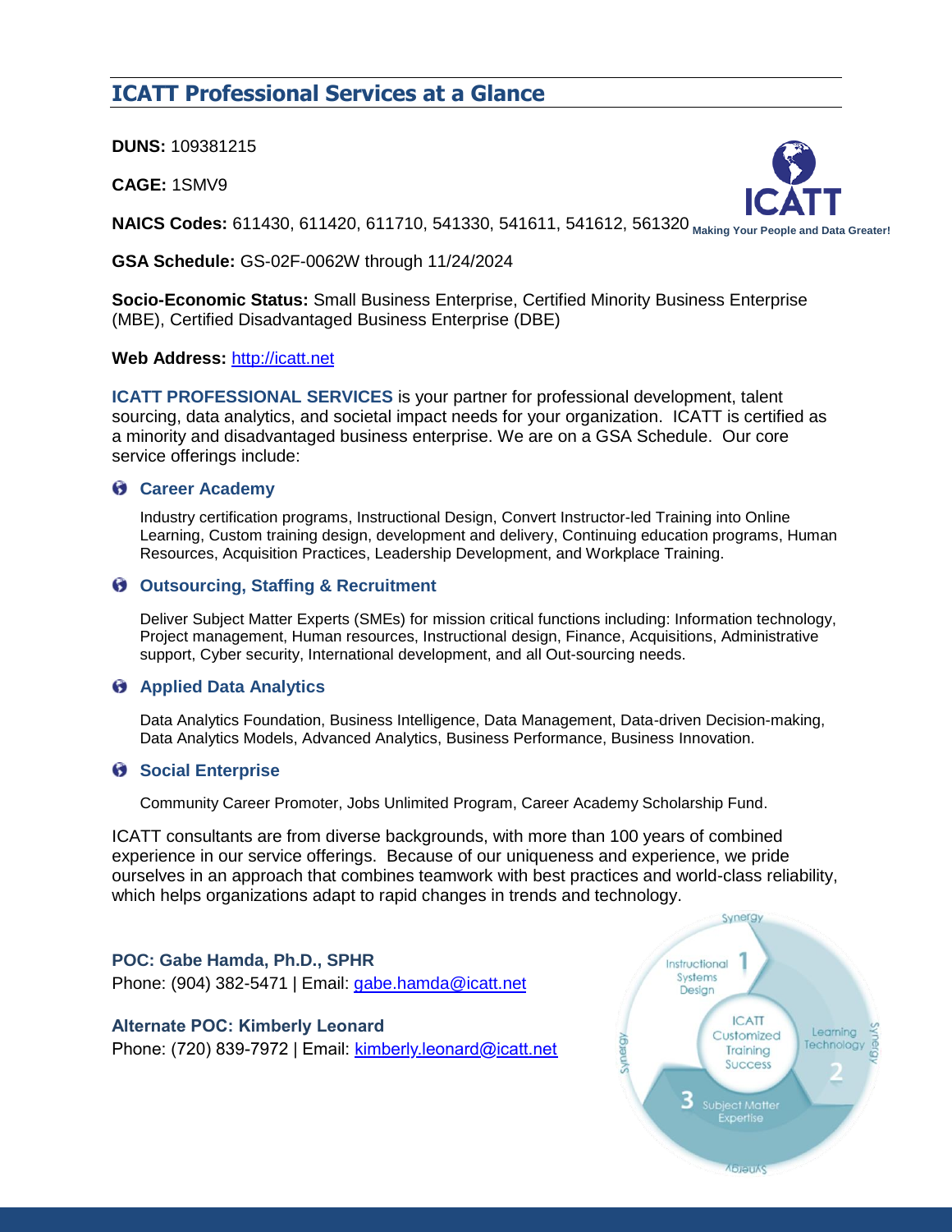## ICATT Professional Services at a Glance

**DUNS:** 109381215

**CAGE:** 1SMV9

**NAICS Codes:** 611430, 611420, 611710, 541330, 541611, 541612, 561320

ICATT

Making Your People and Data Greater!

**GSA Schedule:** GS-02F-0062W through 11/24/2024

**Socio-Economic Status:** Small Business Enterprise, Certified Minority Business Enterprise (MBE), Certified Disadvantaged Business Enterprise (DBE)

**Web Address:** [http://icatt.net](http://icatt.net)

**ICATT PROFESSIONAL SERVICES** is your partner for professional development, talent sourcing, data analytics, and societal impact needs for your organization. ICATT is certified as a minority and disadvantaged business enterprise. We are on a GSA Schedule. Our core service offerings include:

### Career Academy

Industry certification programs, Instructional Design, Convert Instructor-led Training into Online Learning, Custom training design, development and delivery, Continuing education programs, Human Resources, Acquisition Practices, Leadership Development, and Workplace Training.

### Outsourcing, Staffing & Recruitment

Deliver Subject Matter Experts (SMEs) for mission critical functions including: Information technology, Project management, Human resources, Instructional design, Finance, Acquisitions, Administrative support, Cyber security, International development, and all Out-sourcing needs.

### Applied Data Analytics

Data Analytics Foundation, Business Intelligence, Data Management, Data-driven Decision-making, Data Analytics Models, Advanced Analytics, Business Performance, Business Innovation.

### Social Enterprise

Community Career Promoter, Jobs Unlimited Program, Career Academy Scholarship Fund.

ICATT consultants are from diverse backgrounds, with more than 100 years of combined experience in our service offerings. Because of our uniqueness and experience, we pride ourselves in an approach that combines teamwork with best practices and world-class reliability, which helps organizations adapt to rapid changes in trends and technology.

**POC: Gabe Hamda, Ph.D., SPHR**
Phone: (904) 382-5471 | Email: [gabe.hamda@icatt.net](mailto:gabe.hamda@icatt.net)

**Alternate POC: Kimberly Leonard**
Phone: (720) 839-7972 | Email: [kimberly.leonard@icatt.net](mailto:kimberly.leonard@icatt.net)

Synergy

1 Instructional Systems Design

2 Learning Technology

3 Subject Matter Expertise

ICATT Customized Training Success